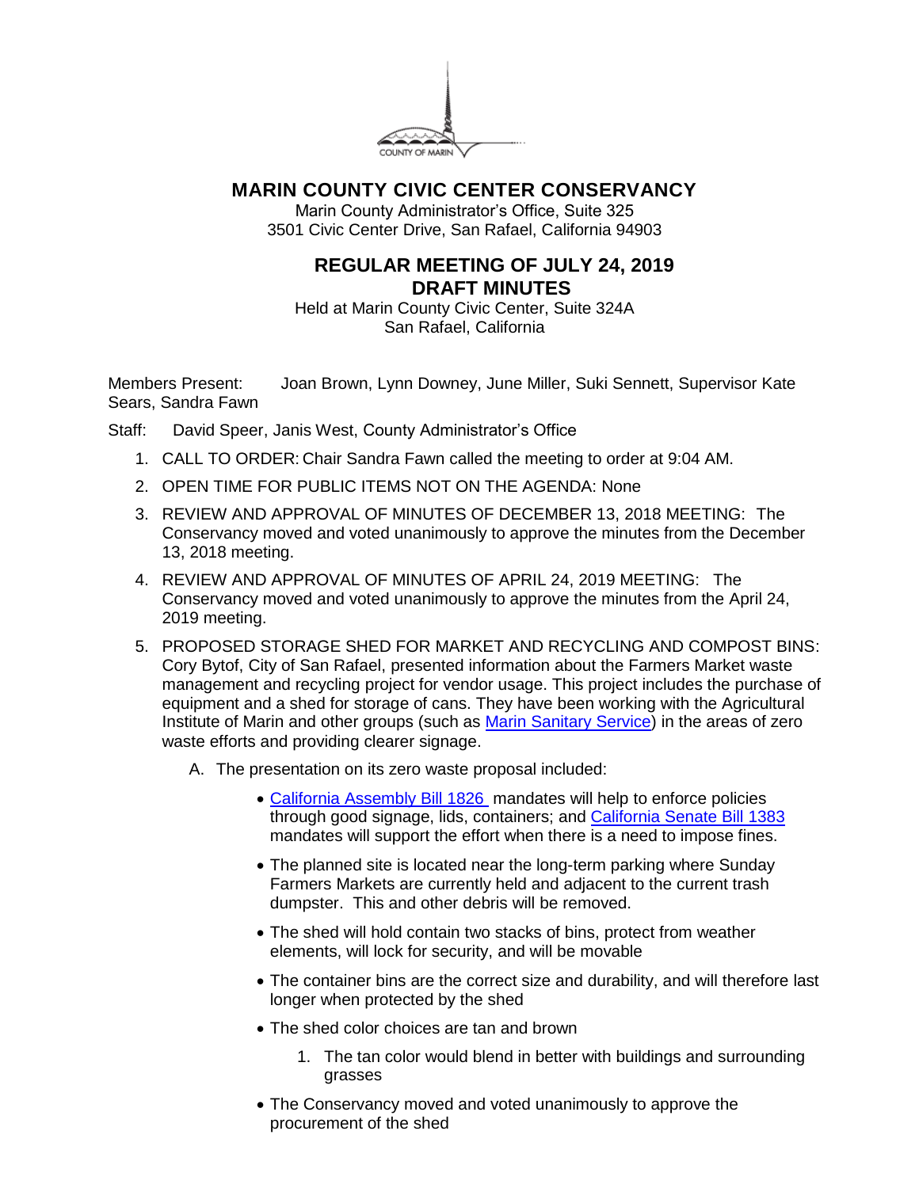# MARIN COUNTY CIVIC CENTER CONSERVANCY

Marin County Administrator's Office, Suite 325
3501 Civic Center Drive, San Rafael, California 94903

## REGULAR MEETING OF JULY 24, 2019
## DRAFT MINUTES

Held at Marin County Civic Center, Suite 324A
San Rafael, California

Members Present: Joan Brown, Lynn Downey, June Miller, Suki Sennett, Supervisor Kate Sears, Sandra Fawn

Staff: David Speer, Janis West, County Administrator's Office

1. CALL TO ORDER: Chair Sandra Fawn called the meeting to order at 9:04 AM.
2. OPEN TIME FOR PUBLIC ITEMS NOT ON THE AGENDA: None
3. REVIEW AND APPROVAL OF MINUTES OF DECEMBER 13, 2018 MEETING: The Conservancy moved and voted unanimously to approve the minutes from the December 13, 2018 meeting.
4. REVIEW AND APPROVAL OF MINUTES OF APRIL 24, 2019 MEETING: The Conservancy moved and voted unanimously to approve the minutes from the April 24, 2019 meeting.
5. PROPOSED STORAGE SHED FOR MARKET AND RECYCLING AND COMPOST BINS: Cory Bytof, City of San Rafael, presented information about the Farmers Market waste management and recycling project for vendor usage. This project includes the purchase of equipment and a shed for storage of cans. They have been working with the Agricultural Institute of Marin and other groups (such as Marin Sanitary Service) in the areas of zero waste efforts and providing clearer signage.

   A. The presentation on its zero waste proposal included:

      - California Assembly Bill 1826 mandates will help to enforce policies through good signage, lids, containers; and California Senate Bill 1383 mandates will support the effort when there is a need to impose fines.
      - The planned site is located near the long-term parking where Sunday Farmers Markets are currently held and adjacent to the current trash dumpster. This and other debris will be removed.
      - The shed will hold contain two stacks of bins, protect from weather elements, will lock for security, and will be movable
      - The container bins are the correct size and durability, and will therefore last longer when protected by the shed
      - The shed color choices are tan and brown
         1. The tan color would blend in better with buildings and surrounding grasses
      - The Conservancy moved and voted unanimously to approve the procurement of the shed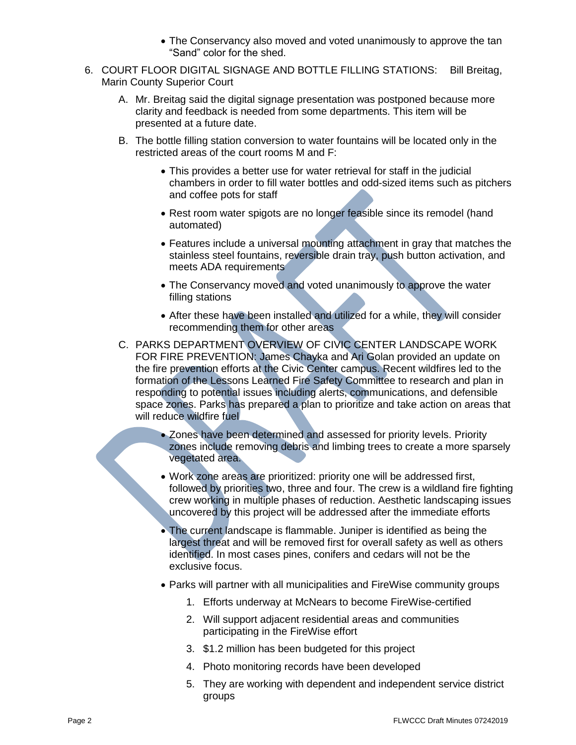- The Conservancy also moved and voted unanimously to approve the tan "Sand" color for the shed.

6. COURT FLOOR DIGITAL SIGNAGE AND BOTTLE FILLING STATIONS: Bill Breitag, Marin County Superior Court

   A. Mr. Breitag said the digital signage presentation was postponed because more clarity and feedback is needed from some departments. This item will be presented at a future date.

   B. The bottle filling station conversion to water fountains will be located only in the restricted areas of the court rooms M and F:

      - This provides a better use for water retrieval for staff in the judicial chambers in order to fill water bottles and odd-sized items such as pitchers and coffee pots for staff
      - Rest room water spigots are no longer feasible since its remodel (hand automated)
      - Features include a universal mounting attachment in gray that matches the stainless steel fountains, reversible drain tray, push button activation, and meets ADA requirements
      - The Conservancy moved and voted unanimously to approve the water filling stations
      - After these have been installed and utilized for a while, they will consider recommending them for other areas

   C. PARKS DEPARTMENT OVERVIEW OF CIVIC CENTER LANDSCAPE WORK FOR FIRE PREVENTION: James Chayka and Ari Golan provided an update on the fire prevention efforts at the Civic Center campus. Recent wildfires led to the formation of the Lessons Learned Fire Safety Committee to research and plan in responding to potential issues including alerts, communications, and defensible space zones. Parks has prepared a plan to prioritize and take action on areas that will reduce wildfire fuel

      - Zones have been determined and assessed for priority levels. Priority zones include removing debris and limbing trees to create a more sparsely vegetated area.
      - Work zone areas are prioritized: priority one will be addressed first, followed by priorities two, three and four. The crew is a wildland fire fighting crew working in multiple phases of reduction. Aesthetic landscaping issues uncovered by this project will be addressed after the immediate efforts
      - The current landscape is flammable. Juniper is identified as being the largest threat and will be removed first for overall safety as well as others identified. In most cases pines, conifers and cedars will not be the exclusive focus.
      - Parks will partner with all municipalities and FireWise community groups

         1. Efforts underway at McNears to become FireWise-certified
         2. Will support adjacent residential areas and communities participating in the FireWise effort
         3. $1.2 million has been budgeted for this project
         4. Photo monitoring records have been developed
         5. They are working with dependent and independent service district groups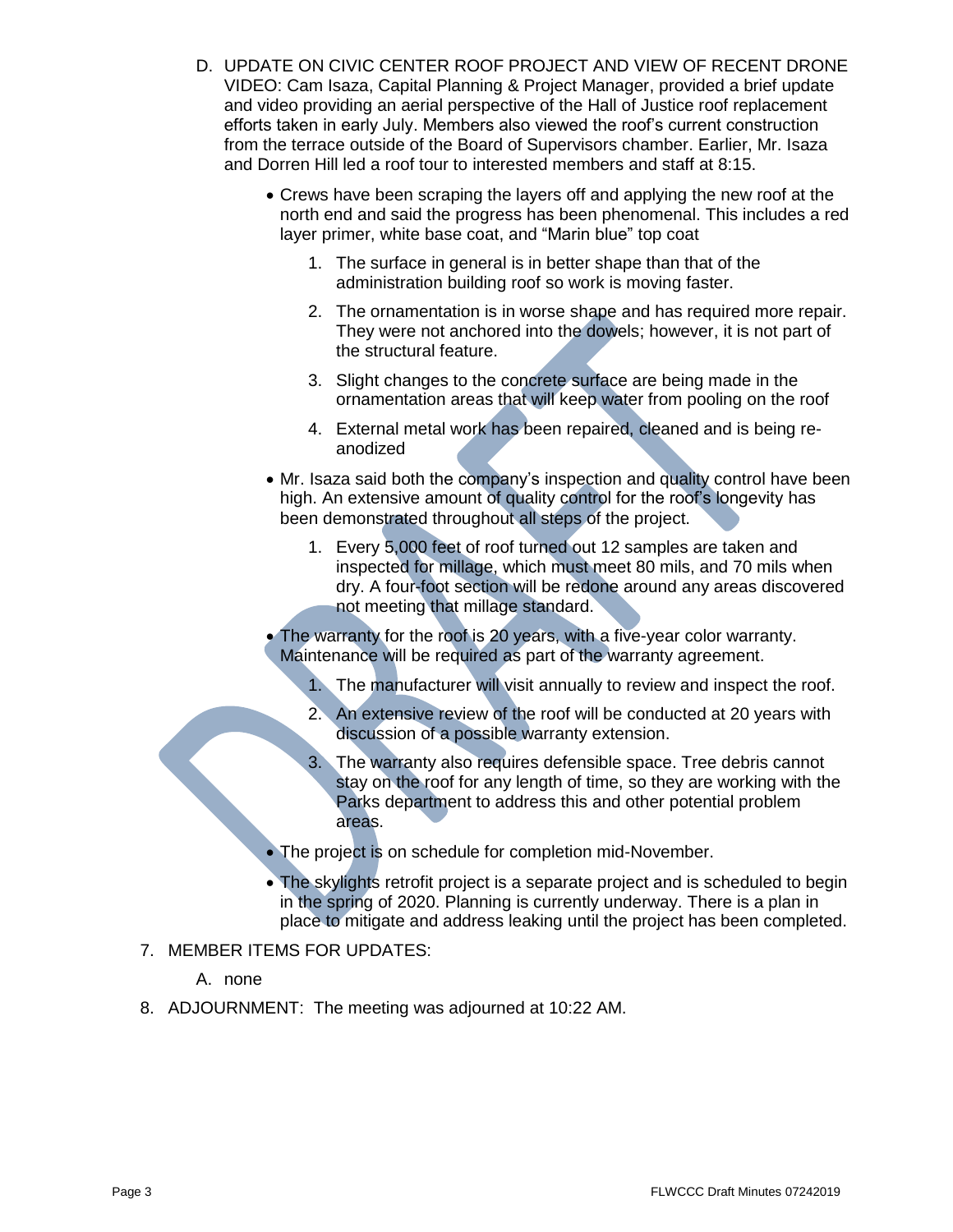D. UPDATE ON CIVIC CENTER ROOF PROJECT AND VIEW OF RECENT DRONE VIDEO: Cam Isaza, Capital Planning & Project Manager, provided a brief update and video providing an aerial perspective of the Hall of Justice roof replacement efforts taken in early July. Members also viewed the roof's current construction from the terrace outside of the Board of Supervisors chamber. Earlier, Mr. Isaza and Dorren Hill led a roof tour to interested members and staff at 8:15.

- Crews have been scraping the layers off and applying the new roof at the north end and said the progress has been phenomenal. This includes a red layer primer, white base coat, and "Marin blue" top coat
    1. The surface in general is in better shape than that of the administration building roof so work is moving faster.
    2. The ornamentation is in worse shape and has required more repair. They were not anchored into the dowels; however, it is not part of the structural feature.
    3. Slight changes to the concrete surface are being made in the ornamentation areas that will keep water from pooling on the roof
    4. External metal work has been repaired, cleaned and is being re-anodized
- Mr. Isaza said both the company's inspection and quality control have been high. An extensive amount of quality control for the roof's longevity has been demonstrated throughout all steps of the project.
    1. Every 5,000 feet of roof turned out 12 samples are taken and inspected for millage, which must meet 80 mils, and 70 mils when dry. A four-foot section will be redone around any areas discovered not meeting that millage standard.
- The warranty for the roof is 20 years, with a five-year color warranty. Maintenance will be required as part of the warranty agreement.
    1. The manufacturer will visit annually to review and inspect the roof.
    2. An extensive review of the roof will be conducted at 20 years with discussion of a possible warranty extension.
    3. The warranty also requires defensible space. Tree debris cannot stay on the roof for any length of time, so they are working with the Parks department to address this and other potential problem areas.
- The project is on schedule for completion mid-November.
- The skylights retrofit project is a separate project and is scheduled to begin in the spring of 2020. Planning is currently underway. There is a plan in place to mitigate and address leaking until the project has been completed.

7. MEMBER ITEMS FOR UPDATES:

   A. none

8. ADJOURNMENT: The meeting was adjourned at 10:22 AM.